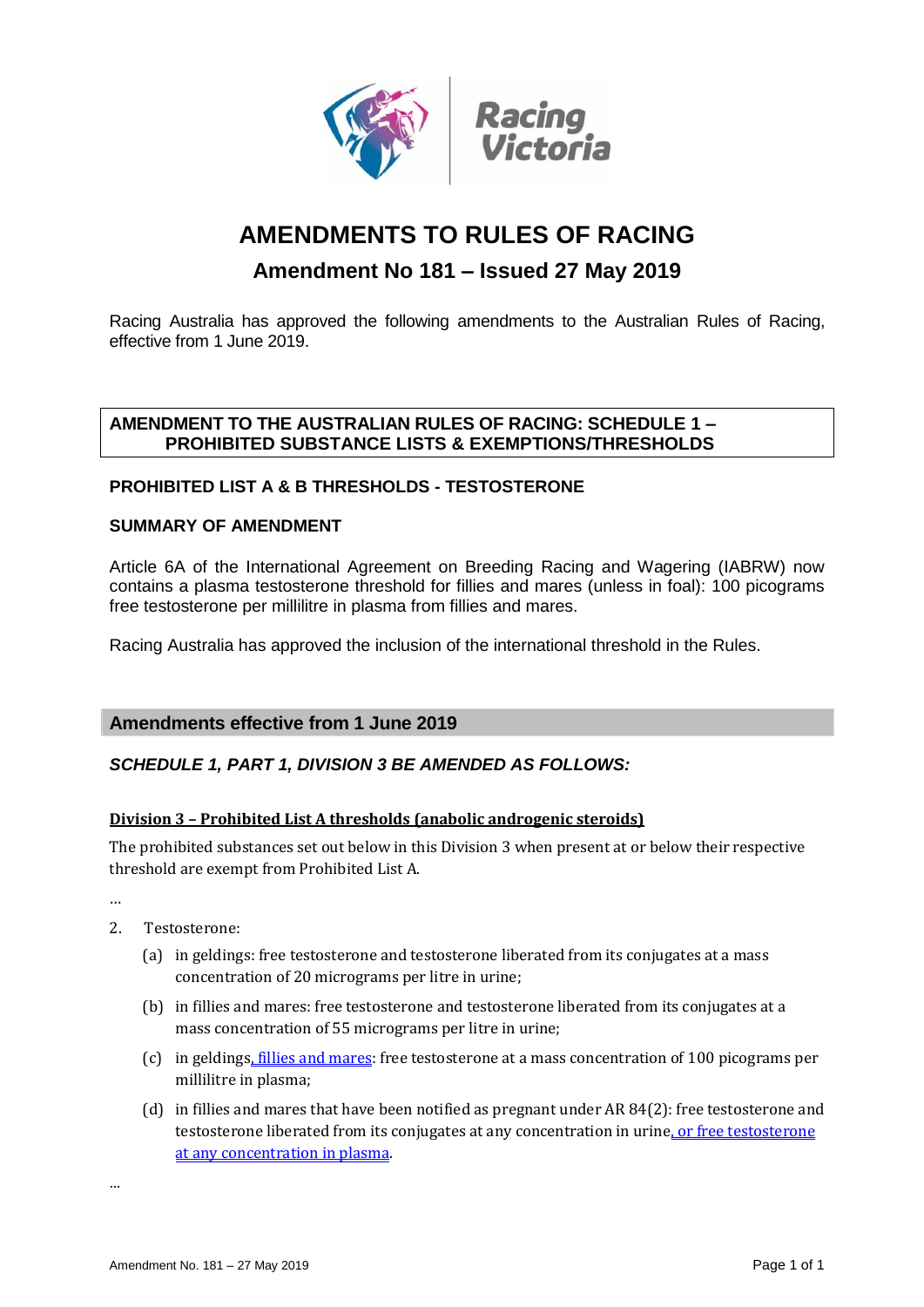Racing Victoria

# AMENDMENTS TO RULES OF RACING

## Amendment No 181 – Issued 27 May 2019

Racing Australia has approved the following amendments to the Australian Rules of Racing, effective from 1 June 2019.

**AMENDMENT TO THE AUSTRALIAN RULES OF RACING: SCHEDULE 1 – PROHIBITED SUBSTANCE LISTS & EXEMPTIONS/THRESHOLDS**

### PROHIBITED LIST A & B THRESHOLDS - TESTOSTERONE

### SUMMARY OF AMENDMENT

Article 6A of the International Agreement on Breeding Racing and Wagering (IABRW) now contains a plasma testosterone threshold for fillies and mares (unless in foal): 100 picograms free testosterone per millilitre in plasma from fillies and mares.

Racing Australia has approved the inclusion of the international threshold in the Rules.

## Amendments effective from 1 June 2019

***SCHEDULE 1, PART 1, DIVISION 3 BE AMENDED AS FOLLOWS:***

**Division 3 – Prohibited List A thresholds (anabolic androgenic steroids)**

The prohibited substances set out below in this Division 3 when present at or below their respective threshold are exempt from Prohibited List A.

...

2. Testosterone:
   (a) in geldings: free testosterone and testosterone liberated from its conjugates at a mass concentration of 20 micrograms per litre in urine;
   (b) in fillies and mares: free testosterone and testosterone liberated from its conjugates at a mass concentration of 55 micrograms per litre in urine;
   (c) in geldings, fillies and mares: free testosterone at a mass concentration of 100 picograms per millilitre in plasma;
   (d) in fillies and mares that have been notified as pregnant under AR 84(2): free testosterone and testosterone liberated from its conjugates at any concentration in urine, or free testosterone at any concentration in plasma.

...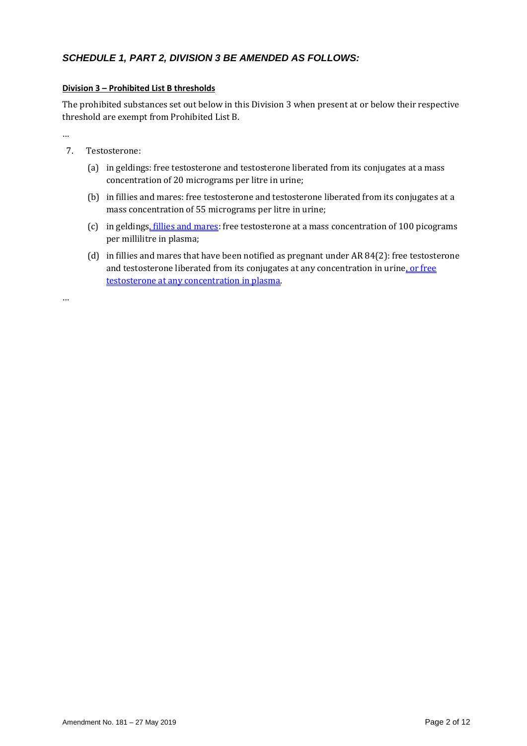## *SCHEDULE 1, PART 2, DIVISION 3 BE AMENDED AS FOLLOWS:*

**Division 3 – Prohibited List B thresholds**

The prohibited substances set out below in this Division 3 when present at or below their respective threshold are exempt from Prohibited List B.

…

7. Testosterone:

   (a) in geldings: free testosterone and testosterone liberated from its conjugates at a mass concentration of 20 micrograms per litre in urine;

   (b) in fillies and mares: free testosterone and testosterone liberated from its conjugates at a mass concentration of 55 micrograms per litre in urine;

   (c) in geldings, fillies and mares: free testosterone at a mass concentration of 100 picograms per millilitre in plasma;

   (d) in fillies and mares that have been notified as pregnant under AR 84(2): free testosterone and testosterone liberated from its conjugates at any concentration in urine, or free testosterone at any concentration in plasma.

…

Amendment No. 181 – 27 May 2019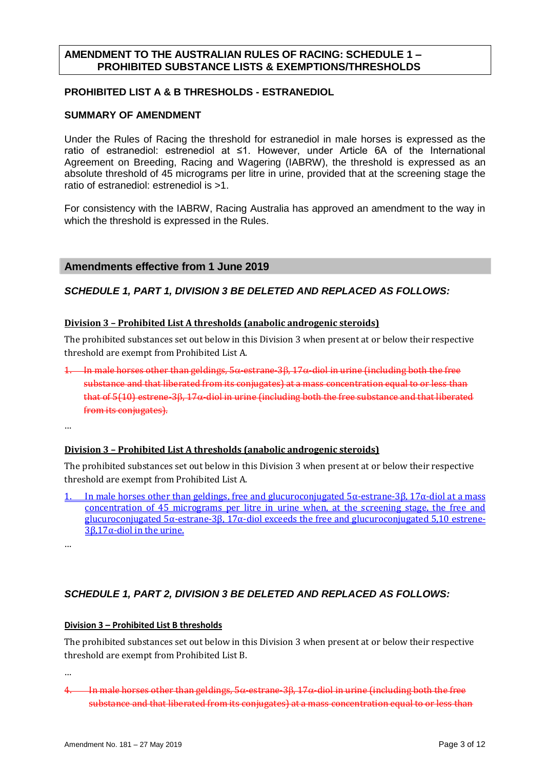## AMENDMENT TO THE AUSTRALIAN RULES OF RACING: SCHEDULE 1 – PROHIBITED SUBSTANCE LISTS & EXEMPTIONS/THRESHOLDS

### PROHIBITED LIST A & B THRESHOLDS - ESTRANEDIOL

### SUMMARY OF AMENDMENT

Under the Rules of Racing the threshold for estranediol in male horses is expressed as the ratio of estranediol: estrenediol at ≤1. However, under Article 6A of the International Agreement on Breeding, Racing and Wagering (IABRW), the threshold is expressed as an absolute threshold of 45 micrograms per litre in urine, provided that at the screening stage the ratio of estranediol: estrenediol is >1.

For consistency with the IABRW, Racing Australia has approved an amendment to the way in which the threshold is expressed in the Rules.

## Amendments effective from 1 June 2019

### *SCHEDULE 1, PART 1, DIVISION 3 BE DELETED AND REPLACED AS FOLLOWS:*

**Division 3 – Prohibited List A thresholds (anabolic androgenic steroids)**

The prohibited substances set out below in this Division 3 when present at or below their respective threshold are exempt from Prohibited List A.

1. ~~In male horses other than geldings, 5α-estrane-3β, 17α-diol in urine (including both the free substance and that liberated from its conjugates) at a mass concentration equal to or less than that of 5(10) estrene-3β, 17α-diol in urine (including both the free substance and that liberated from its conjugates).~~

...

**Division 3 – Prohibited List A thresholds (anabolic androgenic steroids)**

The prohibited substances set out below in this Division 3 when present at or below their respective threshold are exempt from Prohibited List A.

1. In male horses other than geldings, free and glucuroconjugated 5α-estrane-3β, 17α-diol at a mass concentration of 45 micrograms per litre in urine when, at the screening stage, the free and glucuroconjugated 5α-estrane-3β, 17α-diol exceeds the free and glucuroconjugated 5,10 estrene-3β,17α-diol in the urine.

...

### *SCHEDULE 1, PART 2, DIVISION 3 BE DELETED AND REPLACED AS FOLLOWS:*

**Division 3 – Prohibited List B thresholds**

The prohibited substances set out below in this Division 3 when present at or below their respective threshold are exempt from Prohibited List B.

...

4. ~~In male horses other than geldings, 5α-estrane-3β, 17α-diol in urine (including both the free substance and that liberated from its conjugates) at a mass concentration equal to or less than~~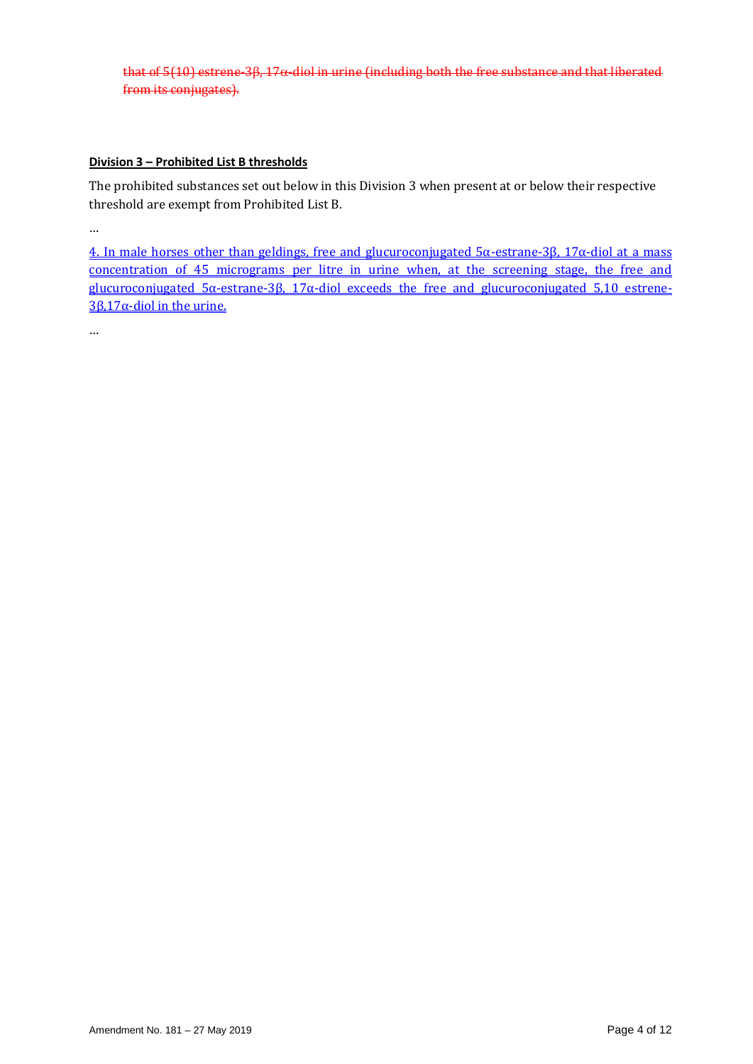~~that of 5(10) estrene-3β, 17α-diol in urine (including both the free substance and that liberated from its conjugates).~~

**Division 3 – Prohibited List B thresholds**

The prohibited substances set out below in this Division 3 when present at or below their respective threshold are exempt from Prohibited List B.

…

4. In male horses other than geldings, free and glucuroconjugated 5α-estrane-3β, 17α-diol at a mass concentration of 45 micrograms per litre in urine when, at the screening stage, the free and glucuroconjugated 5α-estrane-3β, 17α-diol exceeds the free and glucuroconjugated 5,10 estrene-3β,17α-diol in the urine.

…

Amendment No. 181 – 27 May 2019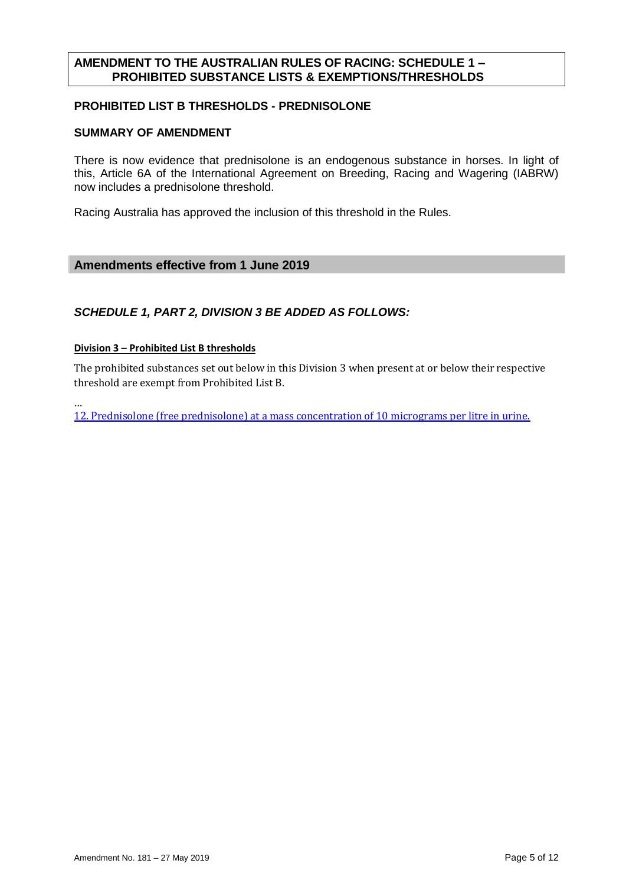## AMENDMENT TO THE AUSTRALIAN RULES OF RACING: SCHEDULE 1 – PROHIBITED SUBSTANCE LISTS & EXEMPTIONS/THRESHOLDS

### PROHIBITED LIST B THRESHOLDS - PREDNISOLONE

### SUMMARY OF AMENDMENT

There is now evidence that prednisolone is an endogenous substance in horses. In light of this, Article 6A of the International Agreement on Breeding, Racing and Wagering (IABRW) now includes a prednisolone threshold.

Racing Australia has approved the inclusion of this threshold in the Rules.

### Amendments effective from 1 June 2019

***SCHEDULE 1, PART 2, DIVISION 3 BE ADDED AS FOLLOWS:***

**Division 3 – Prohibited List B thresholds**

The prohibited substances set out below in this Division 3 when present at or below their respective threshold are exempt from Prohibited List B.

…

12. Prednisolone (free prednisolone) at a mass concentration of 10 micrograms per litre in urine.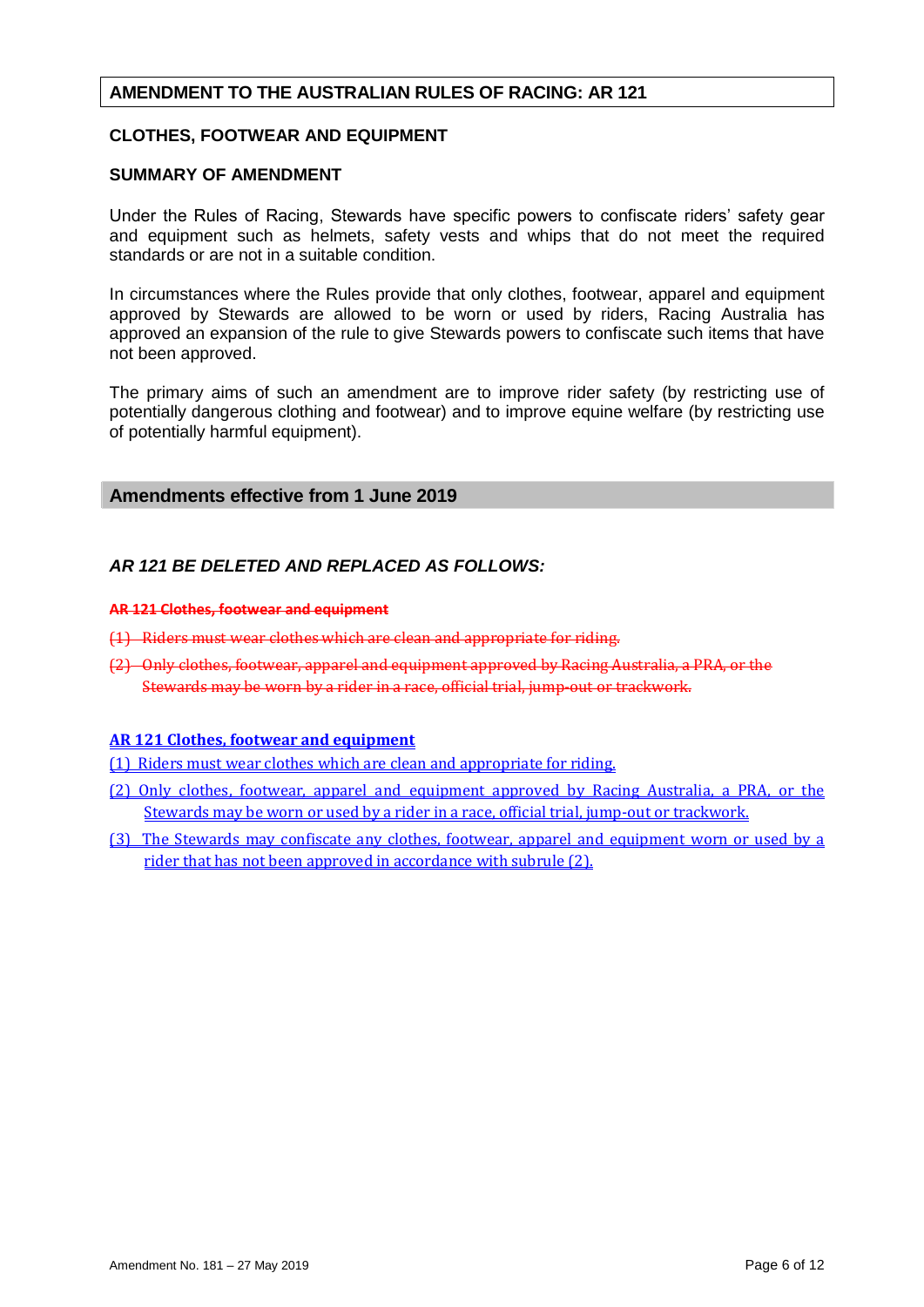## AMENDMENT TO THE AUSTRALIAN RULES OF RACING: AR 121

### CLOTHES, FOOTWEAR AND EQUIPMENT

### SUMMARY OF AMENDMENT

Under the Rules of Racing, Stewards have specific powers to confiscate riders' safety gear and equipment such as helmets, safety vests and whips that do not meet the required standards or are not in a suitable condition.

In circumstances where the Rules provide that only clothes, footwear, apparel and equipment approved by Stewards are allowed to be worn or used by riders, Racing Australia has approved an expansion of the rule to give Stewards powers to confiscate such items that have not been approved.

The primary aims of such an amendment are to improve rider safety (by restricting use of potentially dangerous clothing and footwear) and to improve equine welfare (by restricting use of potentially harmful equipment).

## Amendments effective from 1 June 2019

### *AR 121 BE DELETED AND REPLACED AS FOLLOWS:*

~~**AR 121 Clothes, footwear and equipment**~~

~~(1) Riders must wear clothes which are clean and appropriate for riding.~~

~~(2) Only clothes, footwear, apparel and equipment approved by Racing Australia, a PRA, or the Stewards may be worn by a rider in a race, official trial, jump-out or trackwork.~~

<u>**AR 121 Clothes, footwear and equipment**</u>

<u>(1) Riders must wear clothes which are clean and appropriate for riding.</u>

<u>(2) Only clothes, footwear, apparel and equipment approved by Racing Australia, a PRA, or the Stewards may be worn or used by a rider in a race, official trial, jump-out or trackwork.</u>

<u>(3) The Stewards may confiscate any clothes, footwear, apparel and equipment worn or used by a rider that has not been approved in accordance with subrule (2).</u>

Amendment No. 181 – 27 May 2019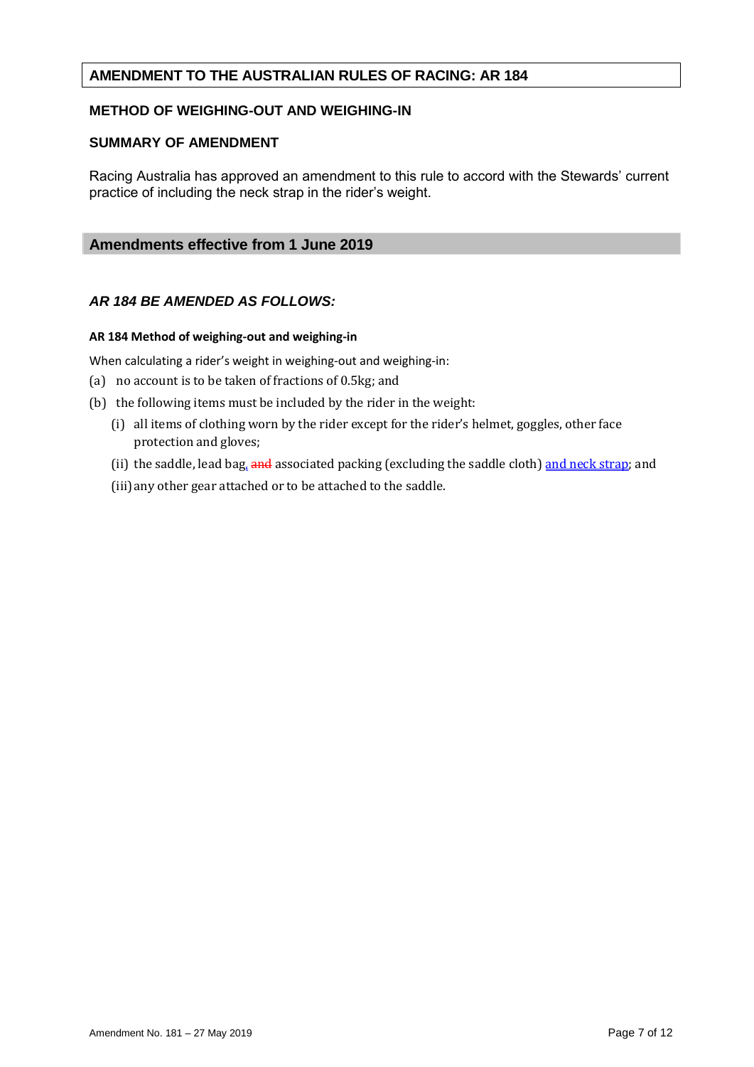## AMENDMENT TO THE AUSTRALIAN RULES OF RACING: AR 184

### METHOD OF WEIGHING-OUT AND WEIGHING-IN

### SUMMARY OF AMENDMENT

Racing Australia has approved an amendment to this rule to accord with the Stewards' current practice of including the neck strap in the rider's weight.

## Amendments effective from 1 June 2019

### *AR 184 BE AMENDED AS FOLLOWS:*

**AR 184 Method of weighing-out and weighing-in**

When calculating a rider's weight in weighing-out and weighing-in:

(a) no account is to be taken of fractions of 0.5kg; and

(b) the following items must be included by the rider in the weight:

  (i) all items of clothing worn by the rider except for the rider's helmet, goggles, other face protection and gloves;

  (ii) the saddle, lead bag, ~~and~~ associated packing (excluding the saddle cloth) <u>and neck strap</u>; and

  (iii) any other gear attached or to be attached to the saddle.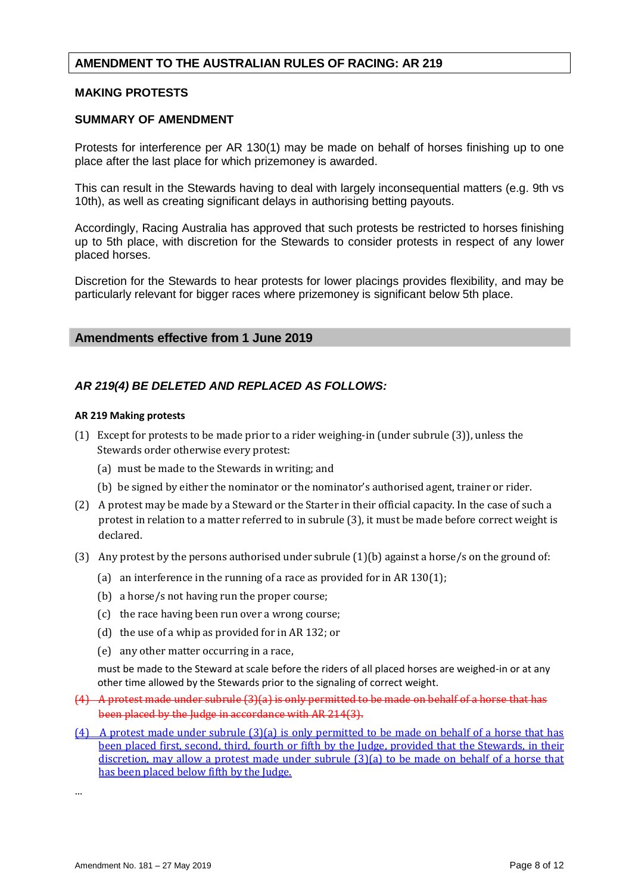## AMENDMENT TO THE AUSTRALIAN RULES OF RACING: AR 219

### MAKING PROTESTS

### SUMMARY OF AMENDMENT

Protests for interference per AR 130(1) may be made on behalf of horses finishing up to one place after the last place for which prizemoney is awarded.

This can result in the Stewards having to deal with largely inconsequential matters (e.g. 9th vs 10th), as well as creating significant delays in authorising betting payouts.

Accordingly, Racing Australia has approved that such protests be restricted to horses finishing up to 5th place, with discretion for the Stewards to consider protests in respect of any lower placed horses.

Discretion for the Stewards to hear protests for lower placings provides flexibility, and may be particularly relevant for bigger races where prizemoney is significant below 5th place.

## Amendments effective from 1 June 2019

### *AR 219(4) BE DELETED AND REPLACED AS FOLLOWS:*

**AR 219 Making protests**

(1) Except for protests to be made prior to a rider weighing-in (under subrule (3)), unless the Stewards order otherwise every protest:

   (a) must be made to the Stewards in writing; and

   (b) be signed by either the nominator or the nominator's authorised agent, trainer or rider.

(2) A protest may be made by a Steward or the Starter in their official capacity. In the case of such a protest in relation to a matter referred to in subrule (3), it must be made before correct weight is declared.

(3) Any protest by the persons authorised under subrule (1)(b) against a horse/s on the ground of:

   (a) an interference in the running of a race as provided for in AR 130(1);

   (b) a horse/s not having run the proper course;

   (c) the race having been run over a wrong course;

   (d) the use of a whip as provided for in AR 132; or

   (e) any other matter occurring in a race,

   must be made to the Steward at scale before the riders of all placed horses are weighed-in or at any other time allowed by the Stewards prior to the signaling of correct weight.

~~(4) A protest made under subrule (3)(a) is only permitted to be made on behalf of a horse that has been placed by the Judge in accordance with AR 214(3).~~

<u>(4) A protest made under subrule (3)(a) is only permitted to be made on behalf of a horse that has been placed first, second, third, fourth or fifth by the Judge, provided that the Stewards, in their discretion, may allow a protest made under subrule (3)(a) to be made on behalf of a horse that has been placed below fifth by the Judge.</u>

...

Amendment No. 181 – 27 May 2019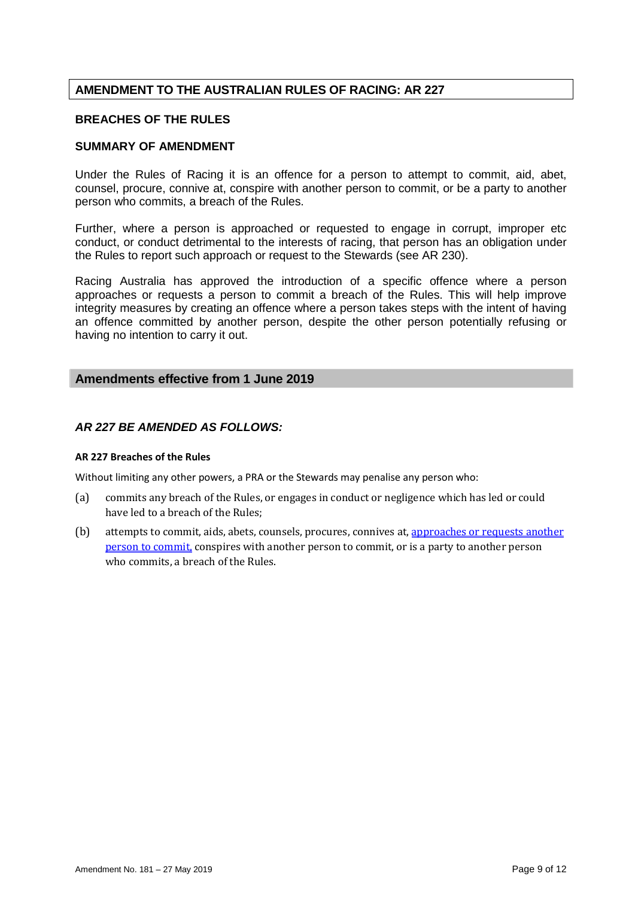## AMENDMENT TO THE AUSTRALIAN RULES OF RACING: AR 227

### BREACHES OF THE RULES

### SUMMARY OF AMENDMENT

Under the Rules of Racing it is an offence for a person to attempt to commit, aid, abet, counsel, procure, connive at, conspire with another person to commit, or be a party to another person who commits, a breach of the Rules.

Further, where a person is approached or requested to engage in corrupt, improper etc conduct, or conduct detrimental to the interests of racing, that person has an obligation under the Rules to report such approach or request to the Stewards (see AR 230).

Racing Australia has approved the introduction of a specific offence where a person approaches or requests a person to commit a breach of the Rules. This will help improve integrity measures by creating an offence where a person takes steps with the intent of having an offence committed by another person, despite the other person potentially refusing or having no intention to carry it out.

## Amendments effective from 1 June 2019

### *AR 227 BE AMENDED AS FOLLOWS:*

**AR 227 Breaches of the Rules**

Without limiting any other powers, a PRA or the Stewards may penalise any person who:

(a) commits any breach of the Rules, or engages in conduct or negligence which has led or could have led to a breach of the Rules;

(b) attempts to commit, aids, abets, counsels, procures, connives at, <u>approaches or requests another person to commit,</u> conspires with another person to commit, or is a party to another person who commits, a breach of the Rules.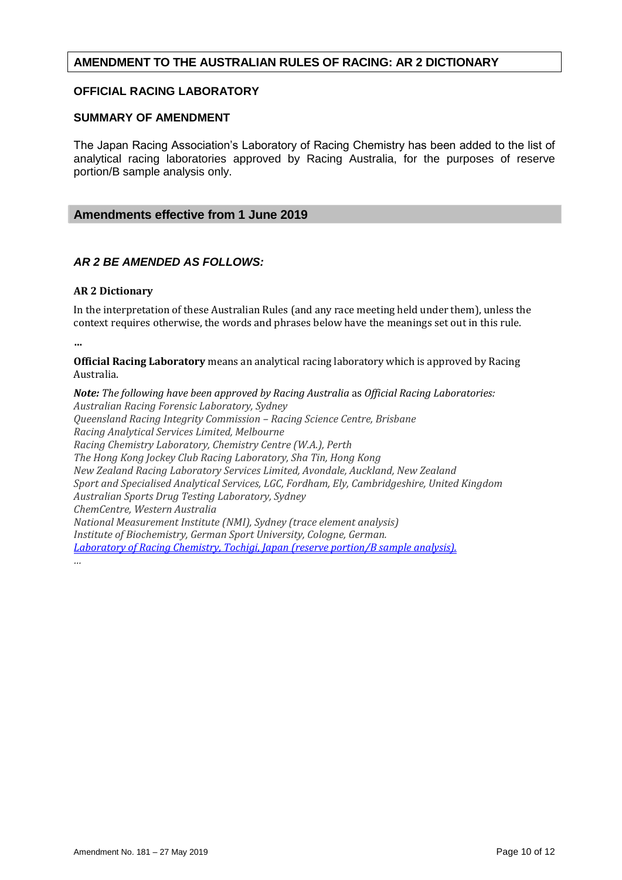## AMENDMENT TO THE AUSTRALIAN RULES OF RACING: AR 2 DICTIONARY

### OFFICIAL RACING LABORATORY

### SUMMARY OF AMENDMENT

The Japan Racing Association's Laboratory of Racing Chemistry has been added to the list of analytical racing laboratories approved by Racing Australia, for the purposes of reserve portion/B sample analysis only.

### Amendments effective from 1 June 2019

***AR 2 BE AMENDED AS FOLLOWS:***

**AR 2 Dictionary**

In the interpretation of these Australian Rules (and any race meeting held under them), unless the context requires otherwise, the words and phrases below have the meanings set out in this rule.

**...**

**Official Racing Laboratory** means an analytical racing laboratory which is approved by Racing Australia.

***Note:*** *The following have been approved by Racing Australia* as *Official Racing Laboratories:*
*Australian Racing Forensic Laboratory, Sydney*
*Queensland Racing Integrity Commission – Racing Science Centre, Brisbane*
*Racing Analytical Services Limited, Melbourne*
*Racing Chemistry Laboratory, Chemistry Centre (W.A.), Perth*
*The Hong Kong Jockey Club Racing Laboratory, Sha Tin, Hong Kong*
*New Zealand Racing Laboratory Services Limited, Avondale, Auckland, New Zealand*
*Sport and Specialised Analytical Services, LGC, Fordham, Ely, Cambridgeshire, United Kingdom*
*Australian Sports Drug Testing Laboratory, Sydney*
*ChemCentre, Western Australia*
*National Measurement Institute (NMI), Sydney (trace element analysis)*
*Institute of Biochemistry, German Sport University, Cologne, German.*
*<u>Laboratory of Racing Chemistry, Tochigi, Japan (reserve portion/B sample analysis).</u>*

*...*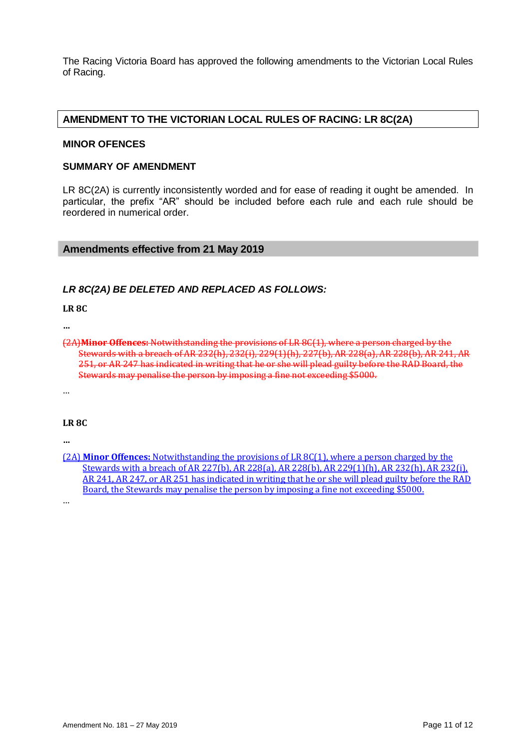The Racing Victoria Board has approved the following amendments to the Victorian Local Rules of Racing.

## AMENDMENT TO THE VICTORIAN LOCAL RULES OF RACING: LR 8C(2A)

### MINOR OFENCES

### SUMMARY OF AMENDMENT

LR 8C(2A) is currently inconsistently worded and for ease of reading it ought be amended. In particular, the prefix "AR" should be included before each rule and each rule should be reordered in numerical order.

## Amendments effective from 21 May 2019

### *LR 8C(2A) BE DELETED AND REPLACED AS FOLLOWS:*

**LR 8C**

**...**

~~(2A) **Minor Offences:** Notwithstanding the provisions of LR 8C(1), where a person charged by the Stewards with a breach of AR 232(h), 232(i), 229(1)(h), 227(b), AR 228(a), AR 228(b), AR 241, AR 251, or AR 247 has indicated in writing that he or she will plead guilty before the RAD Board, the Stewards may penalise the person by imposing a fine not exceeding $5000.~~

...

**LR 8C**

**...**

(2A) **Minor Offences:** Notwithstanding the provisions of LR 8C(1), where a person charged by the Stewards with a breach of AR 227(b), AR 228(a), AR 228(b), AR 229(1)(h), AR 232(h), AR 232(i), AR 241, AR 247, or AR 251 has indicated in writing that he or she will plead guilty before the RAD Board, the Stewards may penalise the person by imposing a fine not exceeding $5000.

...

Amendment No. 181 – 27 May 2019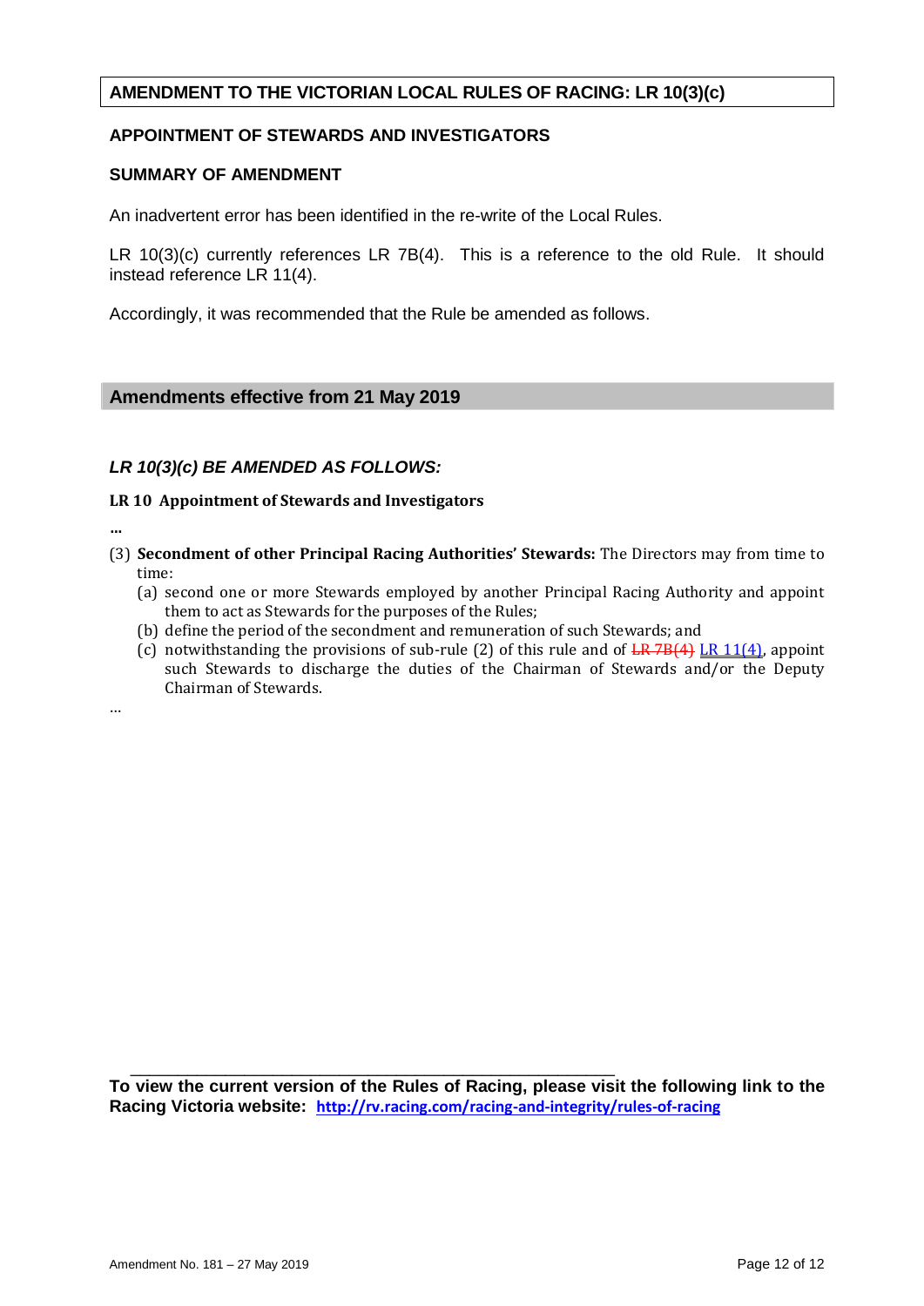## AMENDMENT TO THE VICTORIAN LOCAL RULES OF RACING: LR 10(3)(c)

### APPOINTMENT OF STEWARDS AND INVESTIGATORS

### SUMMARY OF AMENDMENT

An inadvertent error has been identified in the re-write of the Local Rules.

LR 10(3)(c) currently references LR 7B(4). This is a reference to the old Rule. It should instead reference LR 11(4).

Accordingly, it was recommended that the Rule be amended as follows.

## Amendments effective from 21 May 2019

### *LR 10(3)(c) BE AMENDED AS FOLLOWS:*

**LR 10 Appointment of Stewards and Investigators**

**...**

(3) **Secondment of other Principal Racing Authorities' Stewards:** The Directors may from time to time:

   (a) second one or more Stewards employed by another Principal Racing Authority and appoint them to act as Stewards for the purposes of the Rules;

   (b) define the period of the secondment and remuneration of such Stewards; and

   (c) notwithstanding the provisions of sub-rule (2) of this rule and of ~~LR 7B(4)~~ LR 11(4), appoint such Stewards to discharge the duties of the Chairman of Stewards and/or the Deputy Chairman of Stewards.

...

**To view the current version of the Rules of Racing, please visit the following link to the Racing Victoria website: http://rv.racing.com/racing-and-integrity/rules-of-racing**